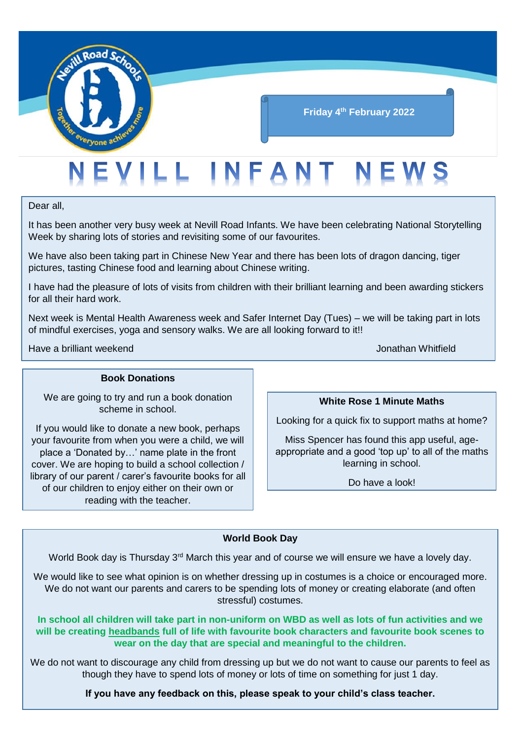Friday 4th February 2022

# NEVILL INFANT NEWS

Dear all,

It has been another very busy week at Nevill Road Infants. We have been celebrating National Storytelling Week by sharing lots of stories and revisiting some of our favourites.

We have also been taking part in Chinese New Year and there has been lots of dragon dancing, tiger pictures, tasting Chinese food and learning about Chinese writing.

I have had the pleasure of lots of visits from children with their brilliant learning and been awarding stickers for all their hard work.

Next week is Mental Health Awareness week and Safer Internet Day (Tues) – we will be taking part in lots of mindful exercises, yoga and sensory walks. We are all looking forward to it!!

Have a brilliant weekend

Jonathan Whitfield

### Book Donations

We are going to try and run a book donation scheme in school.

If you would like to donate a new book, perhaps your favourite from when you were a child, we will place a 'Donated by…' name plate in the front cover. We are hoping to build a school collection / library of our parent / carer's favourite books for all of our children to enjoy either on their own or reading with the teacher.

### White Rose 1 Minute Maths

Looking for a quick fix to support maths at home?

Miss Spencer has found this app useful, age-appropriate and a good 'top up' to all of the maths learning in school.

Do have a look!

### World Book Day

World Book day is Thursday 3rd March this year and of course we will ensure we have a lovely day.

We would like to see what opinion is on whether dressing up in costumes is a choice or encouraged more. We do not want our parents and carers to be spending lots of money or creating elaborate (and often stressful) costumes.

**In school all children will take part in non-uniform on WBD as well as lots of fun activities and we will be creating <u>headbands</u> full of life with favourite book characters and favourite book scenes to wear on the day that are special and meaningful to the children.**

We do not want to discourage any child from dressing up but we do not want to cause our parents to feel as though they have to spend lots of money or lots of time on something for just 1 day.

**If you have any feedback on this, please speak to your child's class teacher.**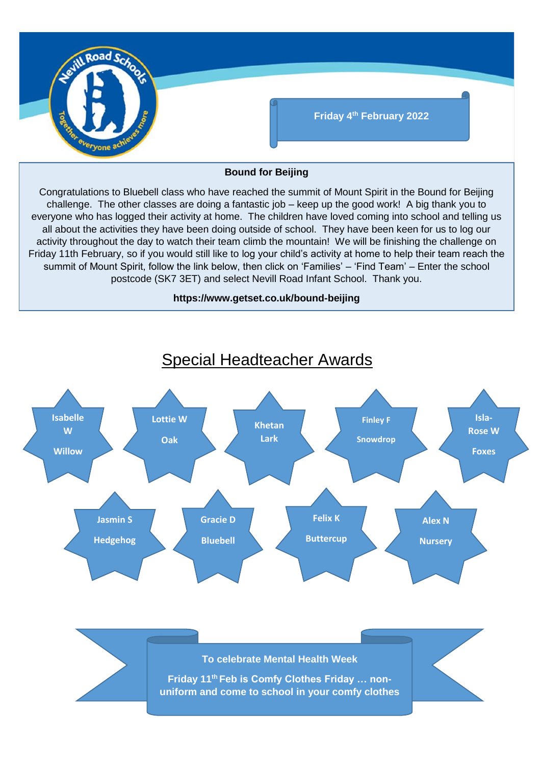Friday 4th February 2022

**Bound for Beijing**

Congratulations to Bluebell class who have reached the summit of Mount Spirit in the Bound for Beijing challenge. The other classes are doing a fantastic job – keep up the good work! A big thank you to everyone who has logged their activity at home. The children have loved coming into school and telling us all about the activities they have been doing outside of school. They have been keen for us to log our activity throughout the day to watch their team climb the mountain! We will be finishing the challenge on Friday 11th February, so if you would still like to log your child's activity at home to help their team reach the summit of Mount Spirit, follow the link below, then click on 'Families' – 'Find Team' – Enter the school postcode (SK7 3ET) and select Nevill Road Infant School. Thank you.

**https://www.getset.co.uk/bound-beijing**

## Special Headteacher Awards

- Isabelle W – Willow
- Lottie W – Oak
- Khetan – Lark
- Finley F – Snowdrop
- Isla-Rose W – Foxes
- Jasmin S – Hedgehog
- Gracie D – Bluebell
- Felix K – Buttercup
- Alex N – Nursery

**To celebrate Mental Health Week**

**Friday 11th Feb is Comfy Clothes Friday … non-uniform and come to school in your comfy clothes**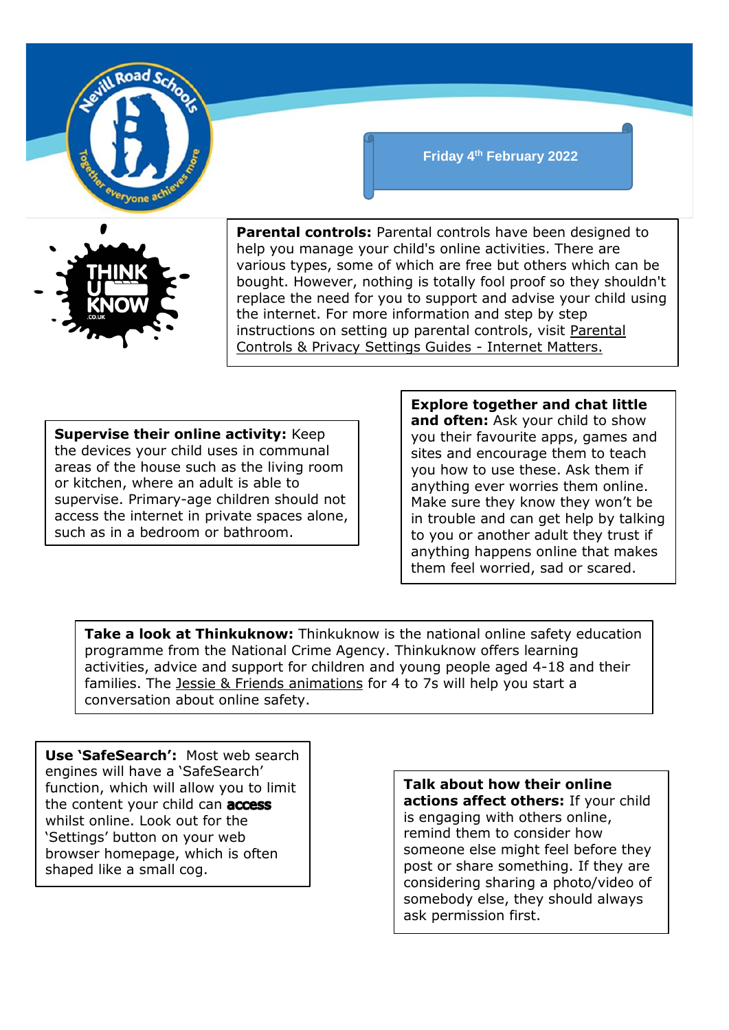Friday 4th February 2022

**Parental controls:** Parental controls have been designed to help you manage your child's online activities. There are various types, some of which are free but others which can be bought. However, nothing is totally fool proof so they shouldn't replace the need for you to support and advise your child using the internet. For more information and step by step instructions on setting up parental controls, visit Parental Controls & Privacy Settings Guides - Internet Matters.

**Supervise their online activity:** Keep the devices your child uses in communal areas of the house such as the living room or kitchen, where an adult is able to supervise. Primary-age children should not access the internet in private spaces alone, such as in a bedroom or bathroom.

**Explore together and chat little and often:** Ask your child to show you their favourite apps, games and sites and encourage them to teach you how to use these. Ask them if anything ever worries them online. Make sure they know they won't be in trouble and can get help by talking to you or another adult they trust if anything happens online that makes them feel worried, sad or scared.

**Take a look at Thinkuknow:** Thinkuknow is the national online safety education programme from the National Crime Agency. Thinkuknow offers learning activities, advice and support for children and young people aged 4-18 and their families. The Jessie & Friends animations for 4 to 7s will help you start a conversation about online safety.

**Use 'SafeSearch':** Most web search engines will have a 'SafeSearch' function, which will allow you to limit the content your child can **access** whilst online. Look out for the 'Settings' button on your web browser homepage, which is often shaped like a small cog.

**Talk about how their online actions affect others:** If your child is engaging with others online, remind them to consider how someone else might feel before they post or share something. If they are considering sharing a photo/video of somebody else, they should always ask permission first.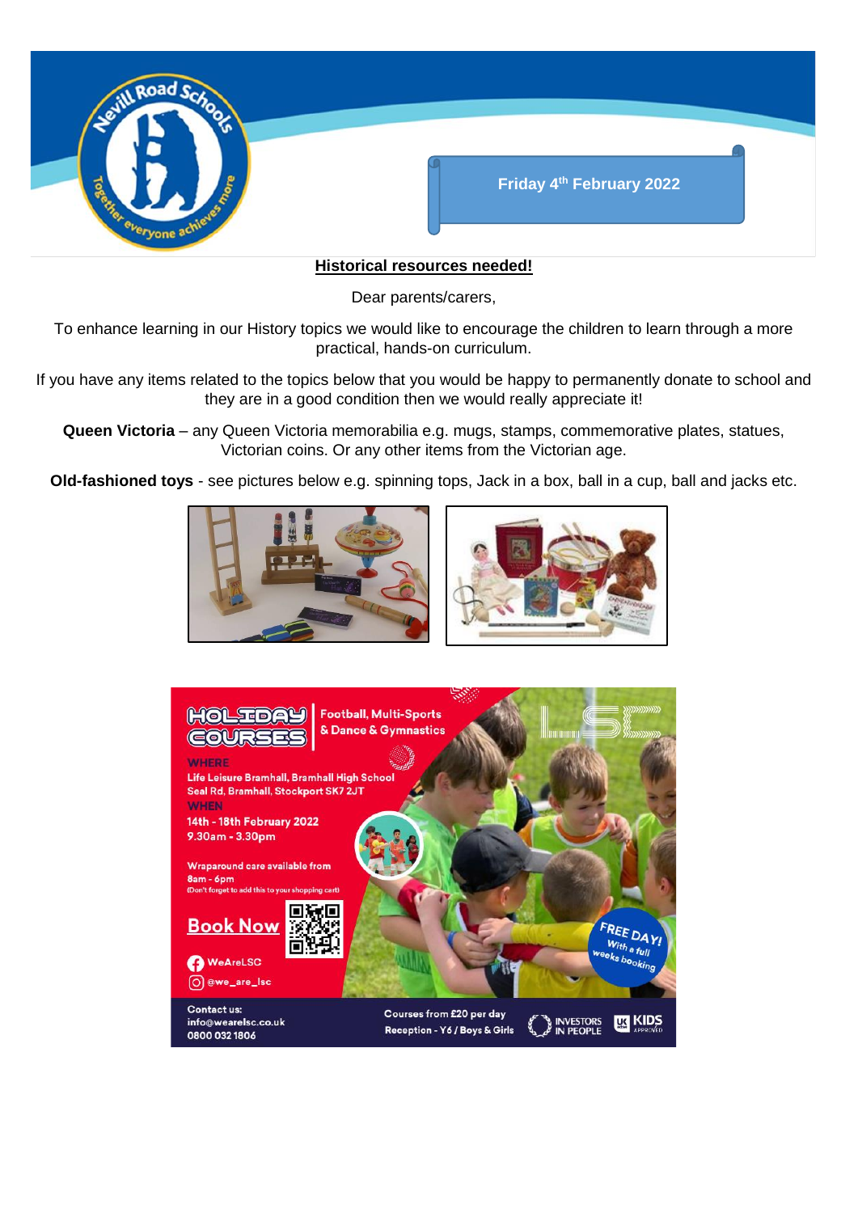## Historical resources needed!

Dear parents/carers,

To enhance learning in our History topics we would like to encourage the children to learn through a more practical, hands-on curriculum.

If you have any items related to the topics below that you would be happy to permanently donate to school and they are in a good condition then we would really appreciate it!

**Queen Victoria** – any Queen Victoria memorabilia e.g. mugs, stamps, commemorative plates, statues, Victorian coins. Or any other items from the Victorian age.

**Old-fashioned toys** - see pictures below e.g. spinning tops, Jack in a box, ball in a cup, ball and jacks etc.

**HOLIDAY COURSES**

Football, Multi-Sports & Dance & Gymnastics

**WHERE**

Life Leisure Bramhall, Bramhall High School
Seal Rd, Bramhall, Stockport SK7 2JT

**WHEN**

14th - 18th February 2022
9.30am - 3.30pm

Wraparound care available from 8am - 6pm
(Don't forget to add this to your shopping cart)

**Book Now**

WeAreLSC
@we_are_lsc

FREE DAY! With a full weeks booking

Contact us:
info@wearelsc.co.uk
0800 032 1806

Courses from £20 per day
Reception - Y6 / Boys & Girls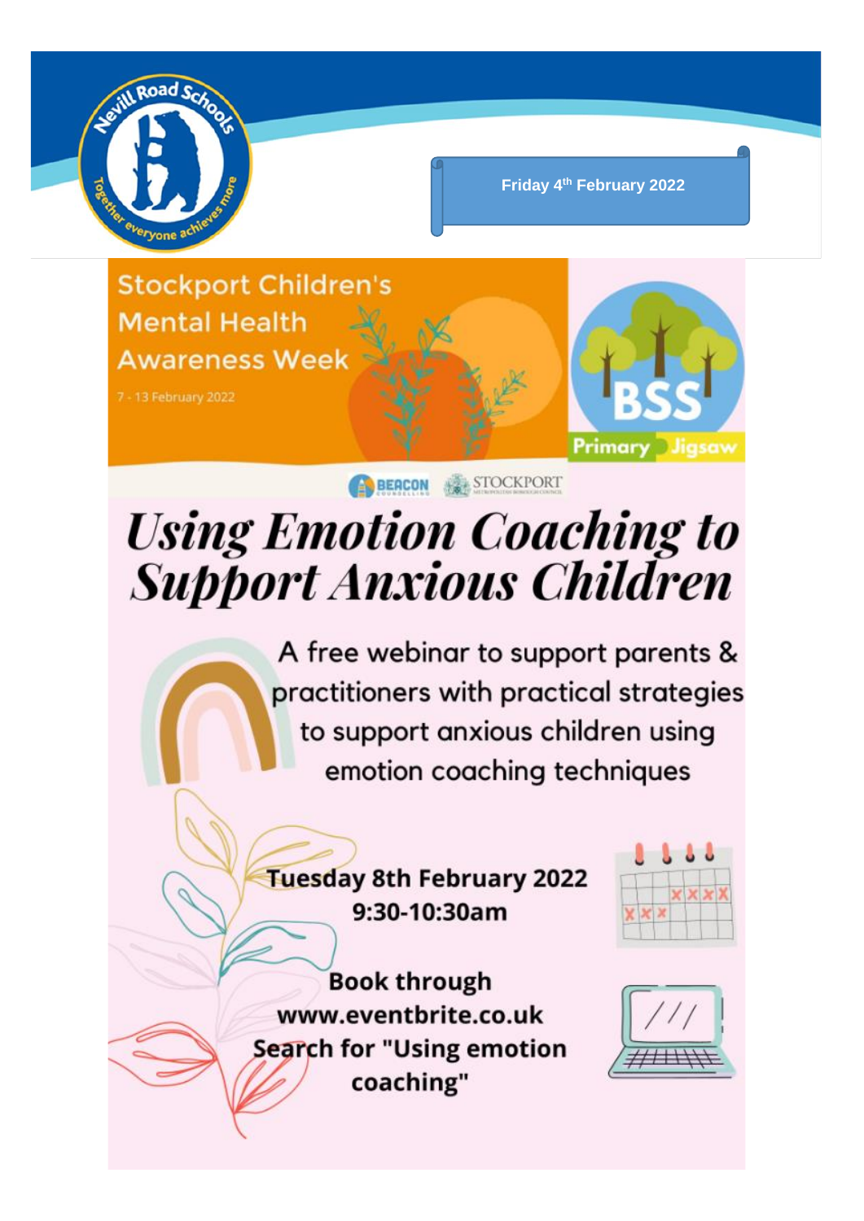Friday 4th February 2022

Stockport Children's Mental Health Awareness Week

7 - 13 February 2022

BSS Primary Jigsaw

BEACON STOCKPORT

# *Using Emotion Coaching to Support Anxious Children*

A free webinar to support parents & practitioners with practical strategies to support anxious children using emotion coaching techniques

**Tuesday 8th February 2022**
**9:30-10:30am**

**Book through**
**www.eventbrite.co.uk**
**Search for "Using emotion coaching"**